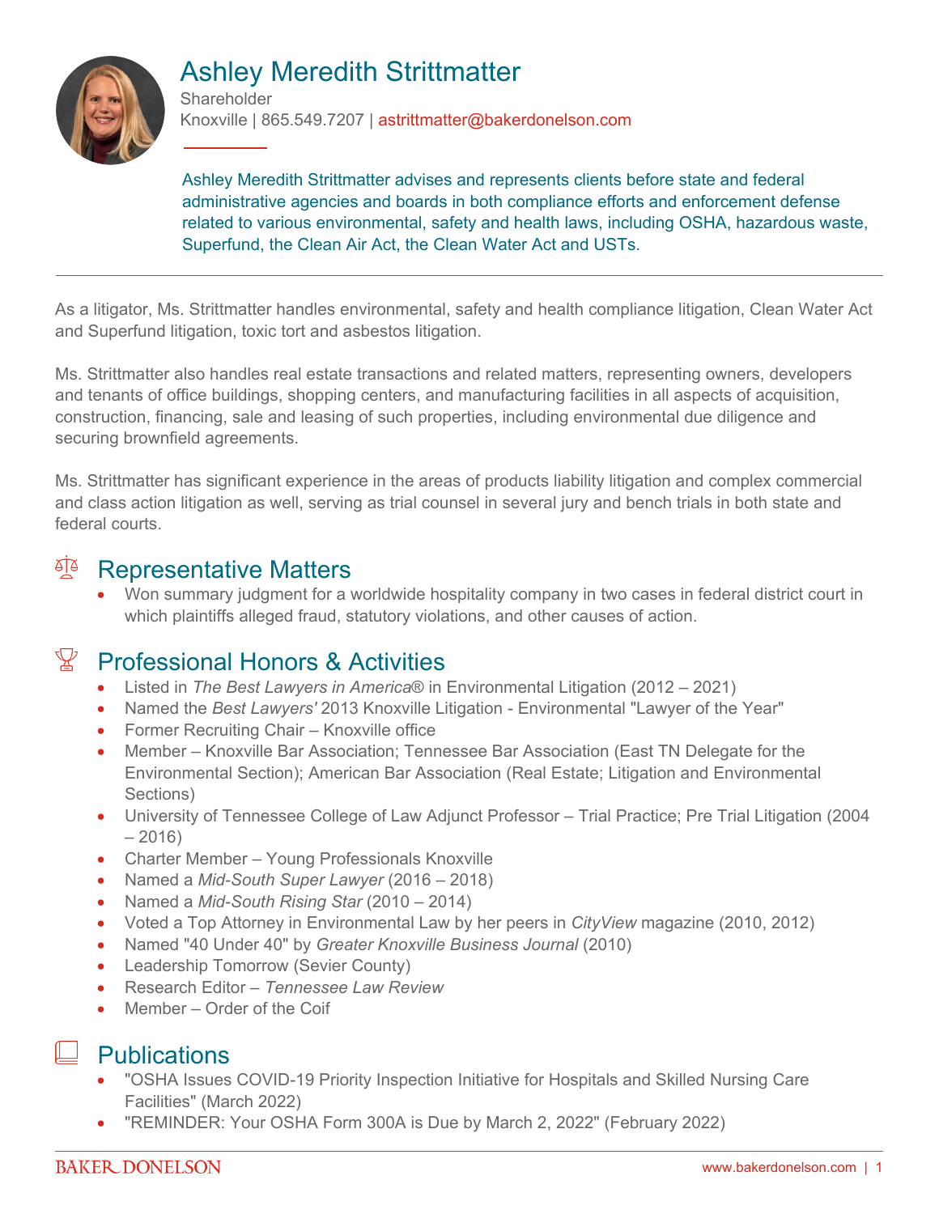# Ashley Meredith Strittmatter

Shareholder

Knoxville | 865.549.7207 | astrittmatter@bakerdonelson.com

Ashley Meredith Strittmatter advises and represents clients before state and federal administrative agencies and boards in both compliance efforts and enforcement defense related to various environmental, safety and health laws, including OSHA, hazardous waste, Superfund, the Clean Air Act, the Clean Water Act and USTs.

As a litigator, Ms. Strittmatter handles environmental, safety and health compliance litigation, Clean Water Act and Superfund litigation, toxic tort and asbestos litigation.

Ms. Strittmatter also handles real estate transactions and related matters, representing owners, developers and tenants of office buildings, shopping centers, and manufacturing facilities in all aspects of acquisition, construction, financing, sale and leasing of such properties, including environmental due diligence and securing brownfield agreements.

Ms. Strittmatter has significant experience in the areas of products liability litigation and complex commercial and class action litigation as well, serving as trial counsel in several jury and bench trials in both state and federal courts.

## Representative Matters

- Won summary judgment for a worldwide hospitality company in two cases in federal district court in which plaintiffs alleged fraud, statutory violations, and other causes of action.

## Professional Honors & Activities

- Listed in *The Best Lawyers in America*® in Environmental Litigation (2012 – 2021)
- Named the *Best Lawyers'* 2013 Knoxville Litigation - Environmental "Lawyer of the Year"
- Former Recruiting Chair – Knoxville office
- Member – Knoxville Bar Association; Tennessee Bar Association (East TN Delegate for the Environmental Section); American Bar Association (Real Estate; Litigation and Environmental Sections)
- University of Tennessee College of Law Adjunct Professor – Trial Practice; Pre Trial Litigation (2004 – 2016)
- Charter Member – Young Professionals Knoxville
- Named a *Mid-South Super Lawyer* (2016 – 2018)
- Named a *Mid-South Rising Star* (2010 – 2014)
- Voted a Top Attorney in Environmental Law by her peers in *CityView* magazine (2010, 2012)
- Named "40 Under 40" by *Greater Knoxville Business Journal* (2010)
- Leadership Tomorrow (Sevier County)
- Research Editor – *Tennessee Law Review*
- Member – Order of the Coif

## Publications

- "OSHA Issues COVID-19 Priority Inspection Initiative for Hospitals and Skilled Nursing Care Facilities" (March 2022)
- "REMINDER: Your OSHA Form 300A is Due by March 2, 2022" (February 2022)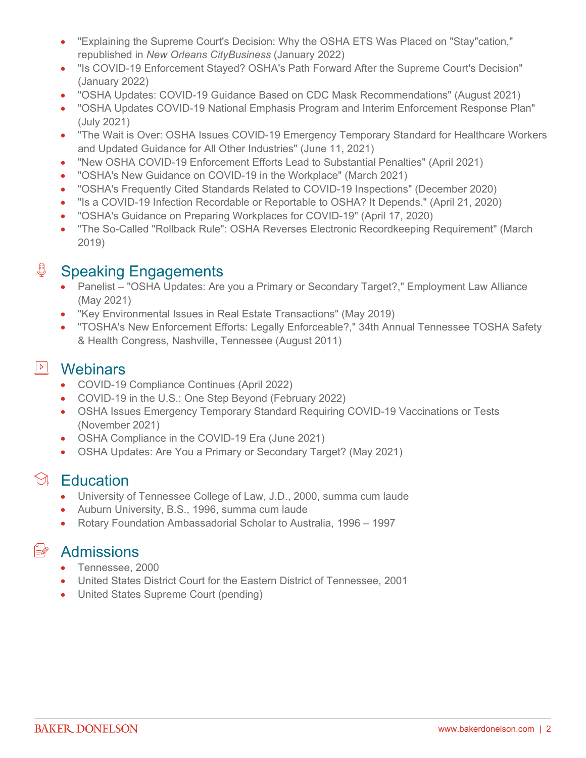- "Explaining the Supreme Court's Decision: Why the OSHA ETS Was Placed on "Stay"cation," republished in *New Orleans CityBusiness* (January 2022)
- "Is COVID-19 Enforcement Stayed? OSHA's Path Forward After the Supreme Court's Decision" (January 2022)
- "OSHA Updates: COVID-19 Guidance Based on CDC Mask Recommendations" (August 2021)
- "OSHA Updates COVID-19 National Emphasis Program and Interim Enforcement Response Plan" (July 2021)
- "The Wait is Over: OSHA Issues COVID-19 Emergency Temporary Standard for Healthcare Workers and Updated Guidance for All Other Industries" (June 11, 2021)
- "New OSHA COVID-19 Enforcement Efforts Lead to Substantial Penalties" (April 2021)
- "OSHA's New Guidance on COVID-19 in the Workplace" (March 2021)
- "OSHA's Frequently Cited Standards Related to COVID-19 Inspections" (December 2020)
- "Is a COVID-19 Infection Recordable or Reportable to OSHA? It Depends." (April 21, 2020)
- "OSHA's Guidance on Preparing Workplaces for COVID-19" (April 17, 2020)
- "The So-Called "Rollback Rule": OSHA Reverses Electronic Recordkeeping Requirement" (March 2019)

## Speaking Engagements

- Panelist – "OSHA Updates: Are you a Primary or Secondary Target?," Employment Law Alliance (May 2021)
- "Key Environmental Issues in Real Estate Transactions" (May 2019)
- "TOSHA's New Enforcement Efforts: Legally Enforceable?," 34th Annual Tennessee TOSHA Safety & Health Congress, Nashville, Tennessee (August 2011)

## Webinars

- COVID-19 Compliance Continues (April 2022)
- COVID-19 in the U.S.: One Step Beyond (February 2022)
- OSHA Issues Emergency Temporary Standard Requiring COVID-19 Vaccinations or Tests (November 2021)
- OSHA Compliance in the COVID-19 Era (June 2021)
- OSHA Updates: Are You a Primary or Secondary Target? (May 2021)

## Education

- University of Tennessee College of Law, J.D., 2000, summa cum laude
- Auburn University, B.S., 1996, summa cum laude
- Rotary Foundation Ambassadorial Scholar to Australia, 1996 – 1997

## Admissions

- Tennessee, 2000
- United States District Court for the Eastern District of Tennessee, 2001
- United States Supreme Court (pending)